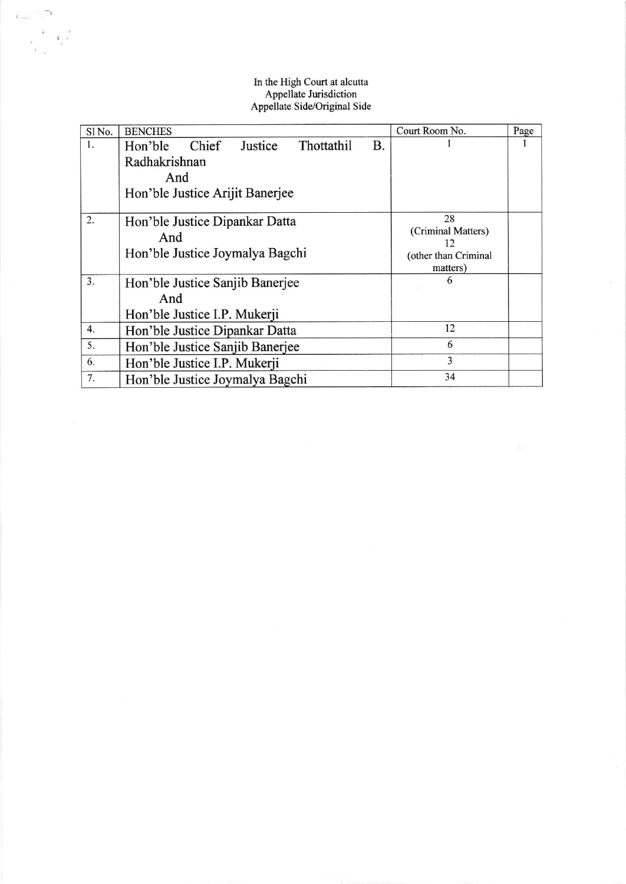In the High Court at alcutta
Appellate Jurisdiction
Appellate Side/Original Side

| Sl No. | BENCHES | Court Room No. | Page |
|---|---|---|---|
| 1. | Hon'ble Chief Justice Thottathil B. Radhakrishnan<br>And<br>Hon'ble Justice Arijit Banerjee | 1 | 1 |
| 2. | Hon'ble Justice Dipankar Datta<br>And<br>Hon'ble Justice Joymalya Bagchi | 28<br>(Criminal Matters)<br>12<br>(other than Criminal matters) | |
| 3. | Hon'ble Justice Sanjib Banerjee<br>And<br>Hon'ble Justice I.P. Mukerji | 6 | |
| 4. | Hon'ble Justice Dipankar Datta | 12 | |
| 5. | Hon'ble Justice Sanjib Banerjee | 6 | |
| 6. | Hon'ble Justice I.P. Mukerji | 3 | |
| 7. | Hon'ble Justice Joymalya Bagchi | 34 | |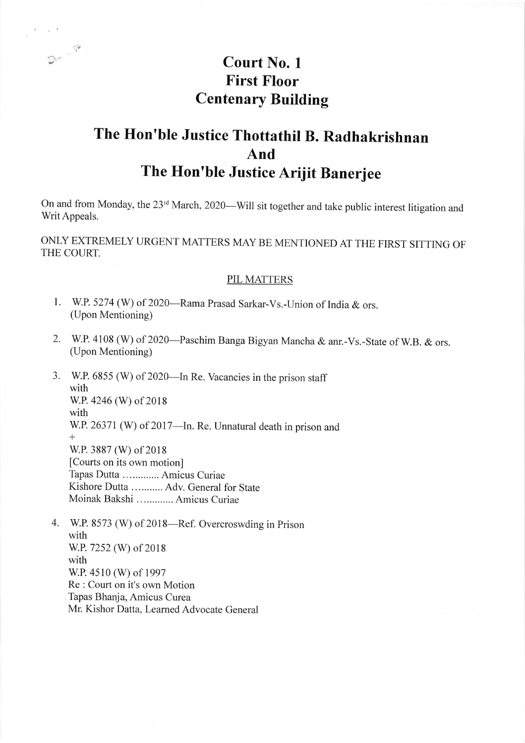# Court No. 1
# First Floor
# Centenary Building

## The Hon'ble Justice Thottathil B. Radhakrishnan
## And
## The Hon'ble Justice Arijit Banerjee

On and from Monday, the 23rd March, 2020—Will sit together and take public interest litigation and Writ Appeals.

ONLY EXTREMELY URGENT MATTERS MAY BE MENTIONED AT THE FIRST SITTING OF THE COURT.

PIL MATTERS

1. W.P. 5274 (W) of 2020—Rama Prasad Sarkar-Vs.-Union of India & ors.
   (Upon Mentioning)

2. W.P. 4108 (W) of 2020—Paschim Banga Bigyan Mancha & anr.-Vs.-State of W.B. & ors.
   (Upon Mentioning)

3. W.P. 6855 (W) of 2020—In Re. Vacancies in the prison staff
   with
   W.P. 4246 (W) of 2018
   with
   W.P. 26371 (W) of 2017—In. Re. Unnatural death in prison and
   +
   W.P. 3887 (W) of 2018
   [Courts on its own motion]
   Tapas Dutta ............ Amicus Curiae
   Kishore Dutta .......... Adv. General for State
   Moinak Bakshi ............ Amicus Curiae

4. W.P. 8573 (W) of 2018—Ref. Overcroswding in Prison
   with
   W.P. 7252 (W) of 2018
   with
   W.P. 4510 (W) of 1997
   Re : Court on it's own Motion
   Tapas Bhanja, Amicus Curea
   Mr. Kishor Datta, Learned Advocate General